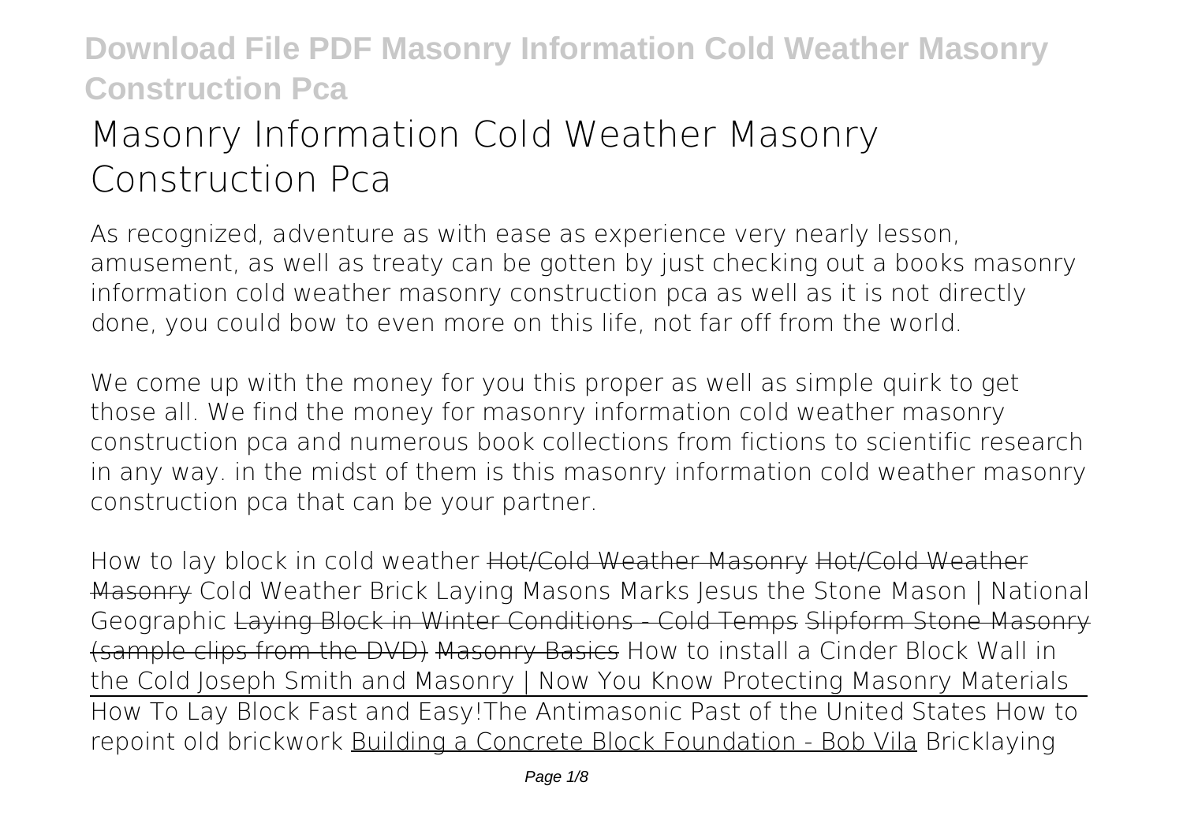# Masonry Information Cold Weather Masonry Construction Pca

As recognized, adventure as with ease as experience very nearly lesson, amusement, as well as treaty can be gotten by just checking out a books **masonry information cold weather masonry construction pca** as well as it is not directly done, you could bow to even more on this life, not far off from the world.

We come up with the money for you this proper as well as simple quirk to get those all. We find the money for masonry information cold weather masonry construction pca and numerous book collections from fictions to scientific research in any way. in the midst of them is this masonry information cold weather masonry construction pca that can be your partner.

*How to lay block in cold weather* Hot/Cold Weather Masonry Hot/Cold Weather Masonry *Cold Weather Brick Laying* *Masons Marks* *Jesus the Stone Mason | National Geographic* Laying Block in Winter Conditions - Cold Temps Slipform Stone Masonry (sample clips from the DVD) Masonry Basics *How to install a Cinder Block Wall in the Cold* *Joseph Smith and Masonry | Now You Know* *Protecting Masonry Materials* How To Lay Block Fast and Easy! *The Antimasonic Past of the United States* *How to repoint old brickwork* Building a Concrete Block Foundation - Bob Vila *Bricklaying*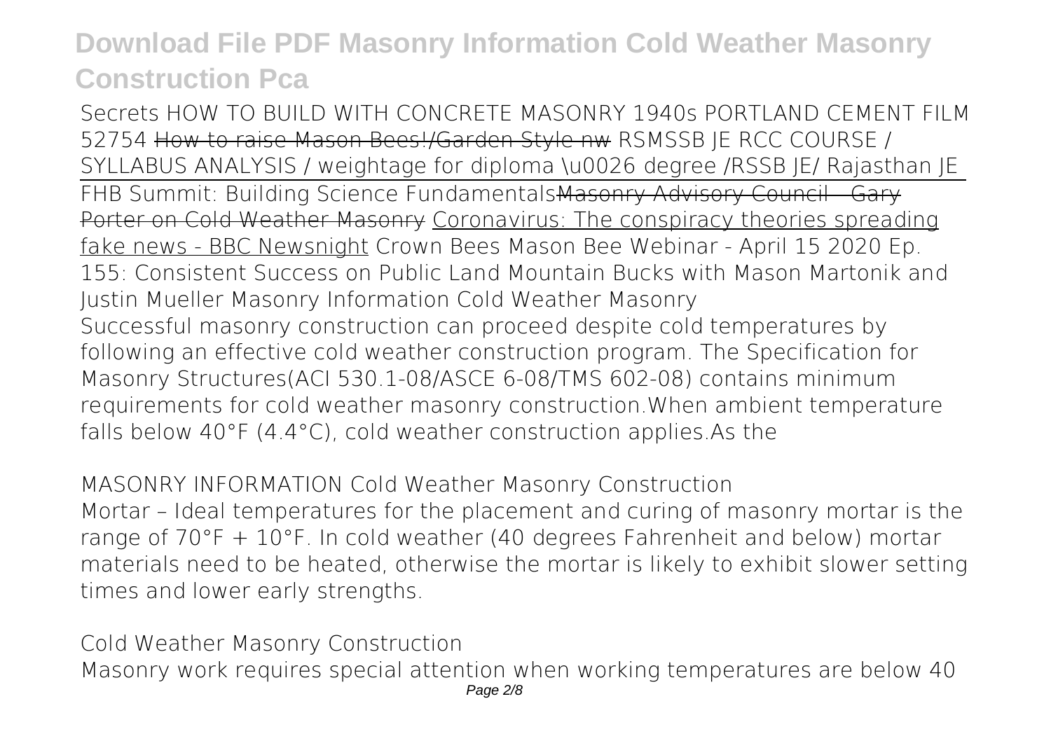Secrets HOW TO BUILD WITH CONCRETE MASONRY 1940s PORTLAND CEMENT FILM 52754 ~~How to raise Mason Bees!/Garden Style nw~~ RSMSSB JE RCC COURSE / SYLLABUS ANALYSIS / weightage for diploma \u0026 degree /RSSB JE/ Rajasthan JE

FHB Summit: Building Science Fundamentals~~Masonry Advisory Council - Gary Porter on Cold Weather Masonry~~ Coronavirus: The conspiracy theories spreading fake news - BBC Newsnight Crown Bees Mason Bee Webinar - April 15 2020 Ep. 155: Consistent Success on Public Land Mountain Bucks with Mason Martonik and Justin Mueller Masonry Information Cold Weather Masonry

Successful masonry construction can proceed despite cold temperatures by following an effective cold weather construction program. The Specification for Masonry Structures(ACI 530.1-08/ASCE 6-08/TMS 602-08) contains minimum requirements for cold weather masonry construction.When ambient temperature falls below 40°F (4.4°C), cold weather construction applies.As the

MASONRY INFORMATION Cold Weather Masonry Construction

Mortar – Ideal temperatures for the placement and curing of masonry mortar is the range of 70°F + 10°F. In cold weather (40 degrees Fahrenheit and below) mortar materials need to be heated, otherwise the mortar is likely to exhibit slower setting times and lower early strengths.

Cold Weather Masonry Construction

Masonry work requires special attention when working temperatures are below 40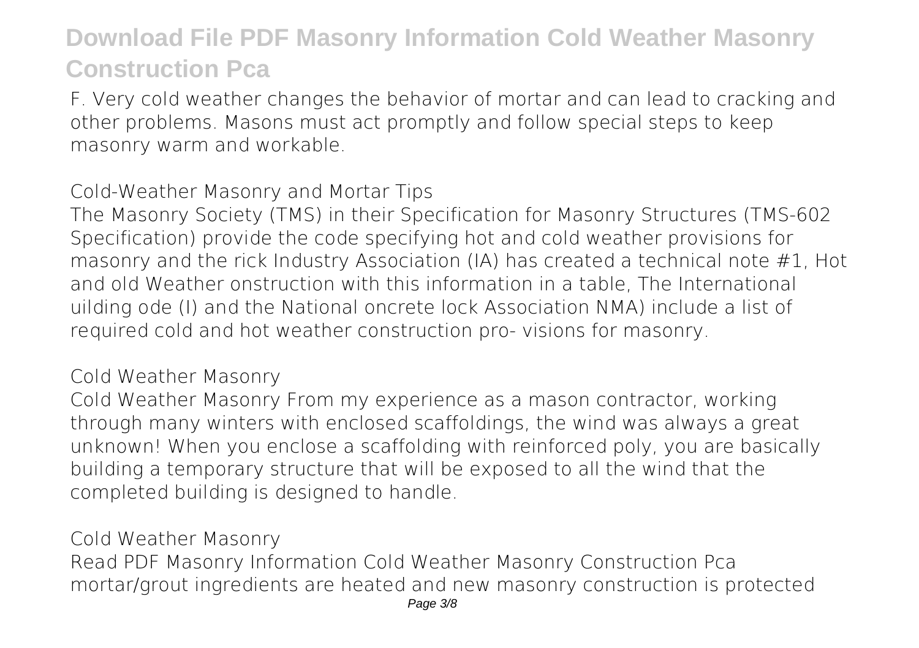F. Very cold weather changes the behavior of mortar and can lead to cracking and other problems. Masons must act promptly and follow special steps to keep masonry warm and workable.

## Cold-Weather Masonry and Mortar Tips

The Masonry Society (TMS) in their Specification for Masonry Structures (TMS-602 Specification) provide the code specifying hot and cold weather provisions for masonry and the rick Industry Association (IA) has created a technical note #1, Hot and old Weather onstruction with this information in a table, The International uilding ode (I) and the National oncrete lock Association NMA) include a list of required cold and hot weather construction pro- visions for masonry.

## Cold Weather Masonry

Cold Weather Masonry From my experience as a mason contractor, working through many winters with enclosed scaffoldings, the wind was always a great unknown! When you enclose a scaffolding with reinforced poly, you are basically building a temporary structure that will be exposed to all the wind that the completed building is designed to handle.

## Cold Weather Masonry

Read PDF Masonry Information Cold Weather Masonry Construction Pca mortar/grout ingredients are heated and new masonry construction is protected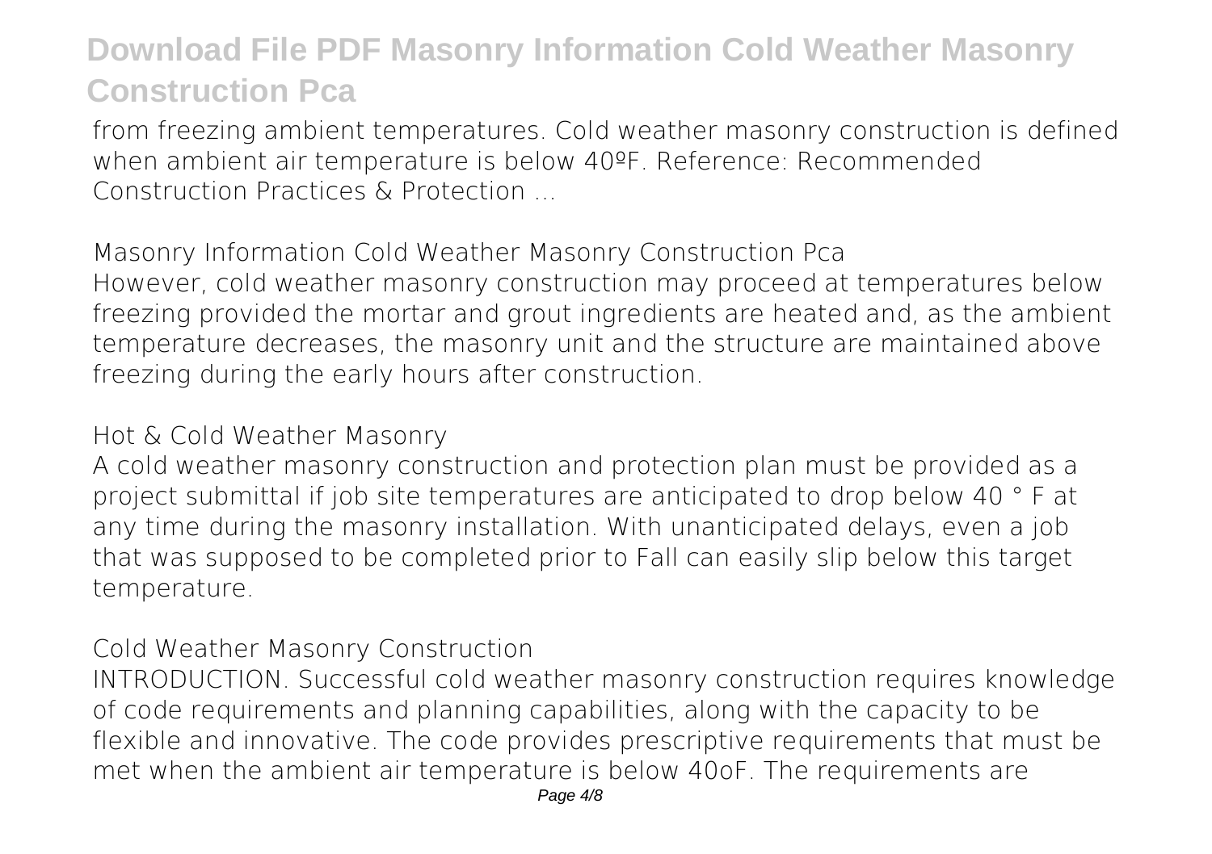from freezing ambient temperatures. Cold weather masonry construction is defined when ambient air temperature is below 40ºF. Reference: Recommended Construction Practices & Protection ...

### Masonry Information Cold Weather Masonry Construction Pca

However, cold weather masonry construction may proceed at temperatures below freezing provided the mortar and grout ingredients are heated and, as the ambient temperature decreases, the masonry unit and the structure are maintained above freezing during the early hours after construction.

### Hot & Cold Weather Masonry

A cold weather masonry construction and protection plan must be provided as a project submittal if job site temperatures are anticipated to drop below 40 ° F at any time during the masonry installation. With unanticipated delays, even a job that was supposed to be completed prior to Fall can easily slip below this target temperature.

### Cold Weather Masonry Construction

INTRODUCTION. Successful cold weather masonry construction requires knowledge of code requirements and planning capabilities, along with the capacity to be flexible and innovative. The code provides prescriptive requirements that must be met when the ambient air temperature is below 40oF. The requirements are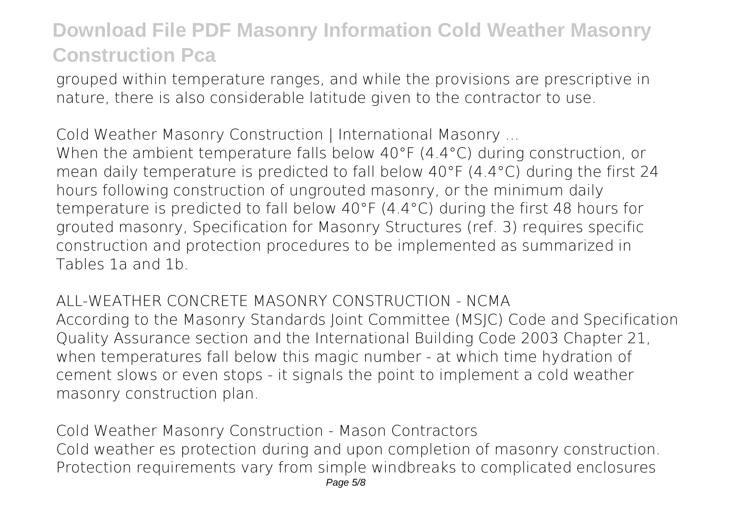grouped within temperature ranges, and while the provisions are prescriptive in nature, there is also considerable latitude given to the contractor to use.

## Cold Weather Masonry Construction | International Masonry ...

When the ambient temperature falls below 40°F (4.4°C) during construction, or mean daily temperature is predicted to fall below 40°F (4.4°C) during the first 24 hours following construction of ungrouted masonry, or the minimum daily temperature is predicted to fall below 40°F (4.4°C) during the first 48 hours for grouted masonry, Specification for Masonry Structures (ref. 3) requires specific construction and protection procedures to be implemented as summarized in Tables 1a and 1b.

## ALL-WEATHER CONCRETE MASONRY CONSTRUCTION - NCMA

According to the Masonry Standards Joint Committee (MSJC) Code and Specification Quality Assurance section and the International Building Code 2003 Chapter 21, when temperatures fall below this magic number - at which time hydration of cement slows or even stops - it signals the point to implement a cold weather masonry construction plan.

## Cold Weather Masonry Construction - Mason Contractors

Cold weather es protection during and upon completion of masonry construction. Protection requirements vary from simple windbreaks to complicated enclosures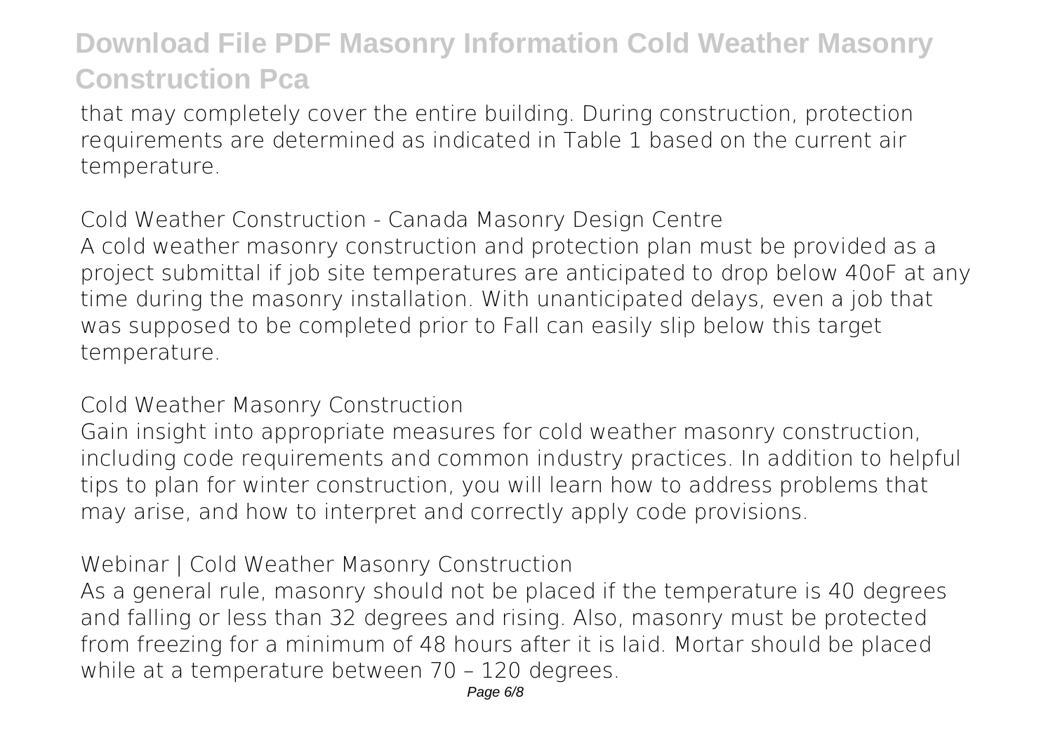that may completely cover the entire building. During construction, protection requirements are determined as indicated in Table 1 based on the current air temperature.

## Cold Weather Construction - Canada Masonry Design Centre

A cold weather masonry construction and protection plan must be provided as a project submittal if job site temperatures are anticipated to drop below 40oF at any time during the masonry installation. With unanticipated delays, even a job that was supposed to be completed prior to Fall can easily slip below this target temperature.

## Cold Weather Masonry Construction

Gain insight into appropriate measures for cold weather masonry construction, including code requirements and common industry practices. In addition to helpful tips to plan for winter construction, you will learn how to address problems that may arise, and how to interpret and correctly apply code provisions.

## Webinar | Cold Weather Masonry Construction

As a general rule, masonry should not be placed if the temperature is 40 degrees and falling or less than 32 degrees and rising. Also, masonry must be protected from freezing for a minimum of 48 hours after it is laid. Mortar should be placed while at a temperature between 70 – 120 degrees.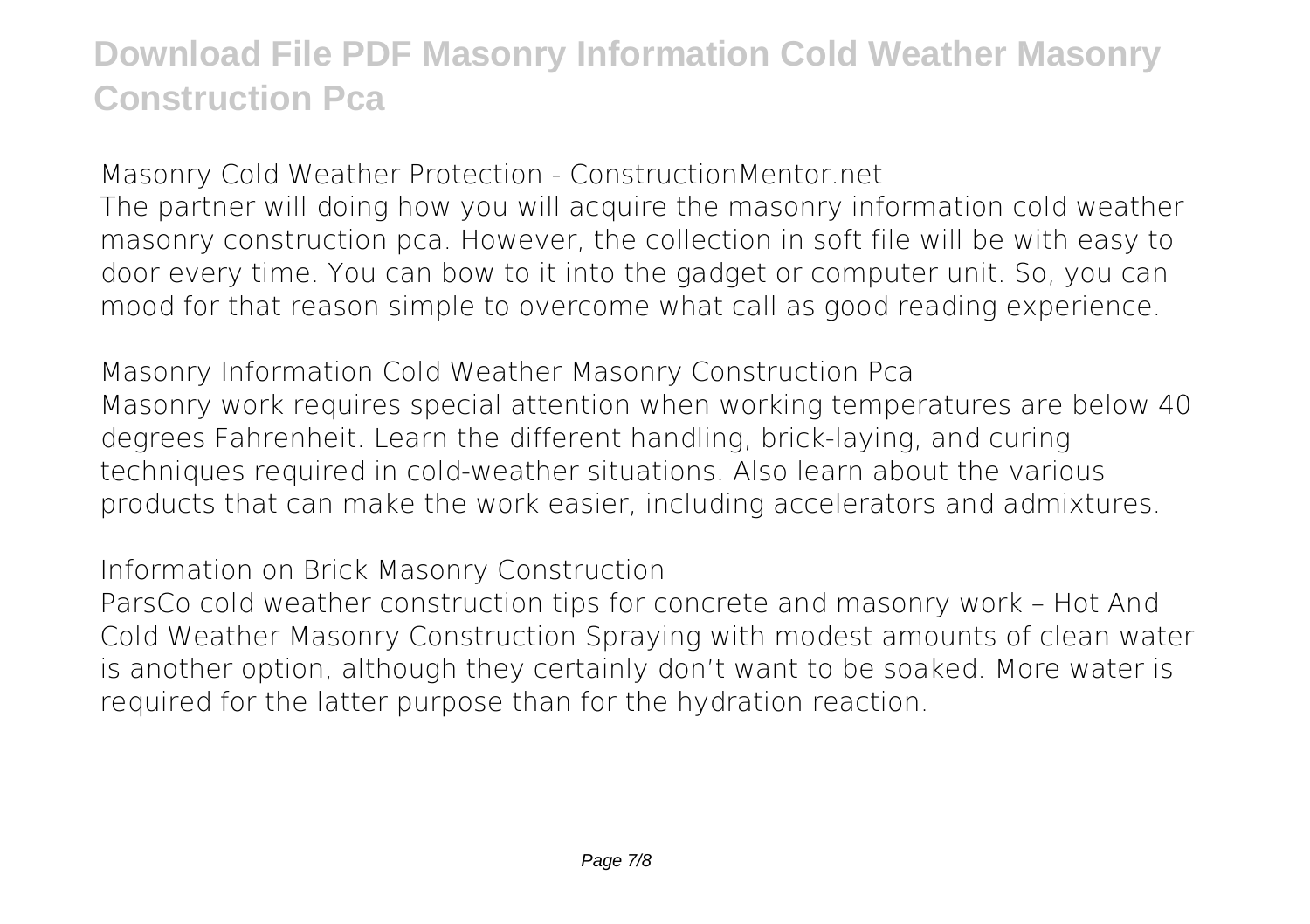**Masonry Cold Weather Protection - ConstructionMentor.net**

The partner will doing how you will acquire the masonry information cold weather masonry construction pca. However, the collection in soft file will be with easy to door every time. You can bow to it into the gadget or computer unit. So, you can mood for that reason simple to overcome what call as good reading experience.

**Masonry Information Cold Weather Masonry Construction Pca**

Masonry work requires special attention when working temperatures are below 40 degrees Fahrenheit. Learn the different handling, brick-laying, and curing techniques required in cold-weather situations. Also learn about the various products that can make the work easier, including accelerators and admixtures.

**Information on Brick Masonry Construction**

ParsCo cold weather construction tips for concrete and masonry work – Hot And Cold Weather Masonry Construction Spraying with modest amounts of clean water is another option, although they certainly don't want to be soaked. More water is required for the latter purpose than for the hydration reaction.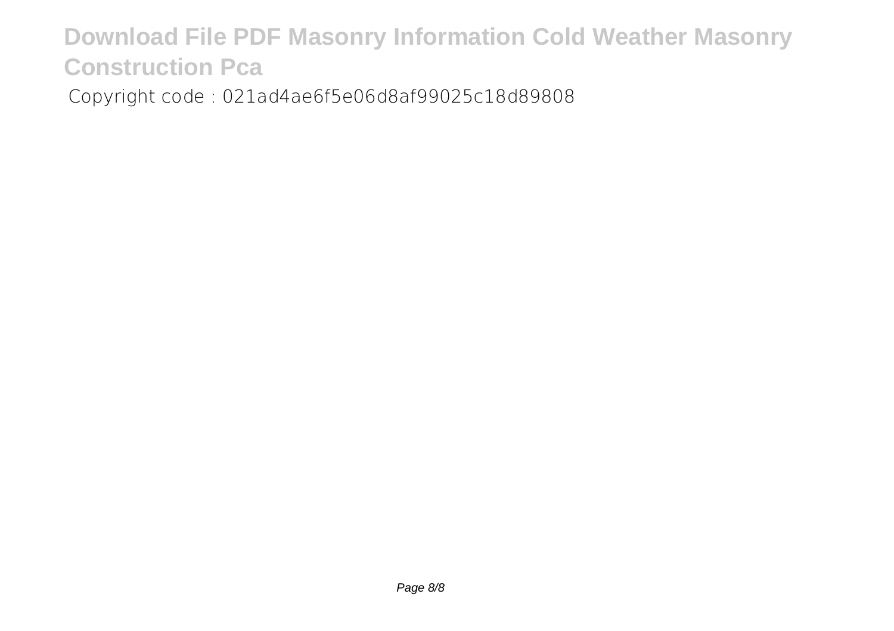Copyright code : 021ad4ae6f5e06d8af99025c18d89808